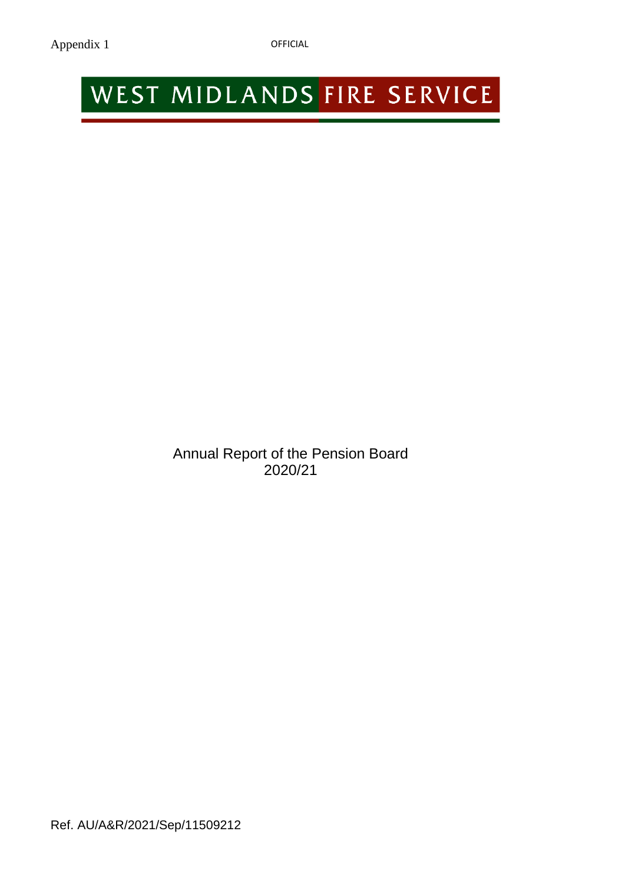Appendix 1

OFFICIAL

WEST MIDLANDS FIRE SERVICE

# Annual Report of the Pension Board 2020/21

Ref. AU/A&R/2021/Sep/11509212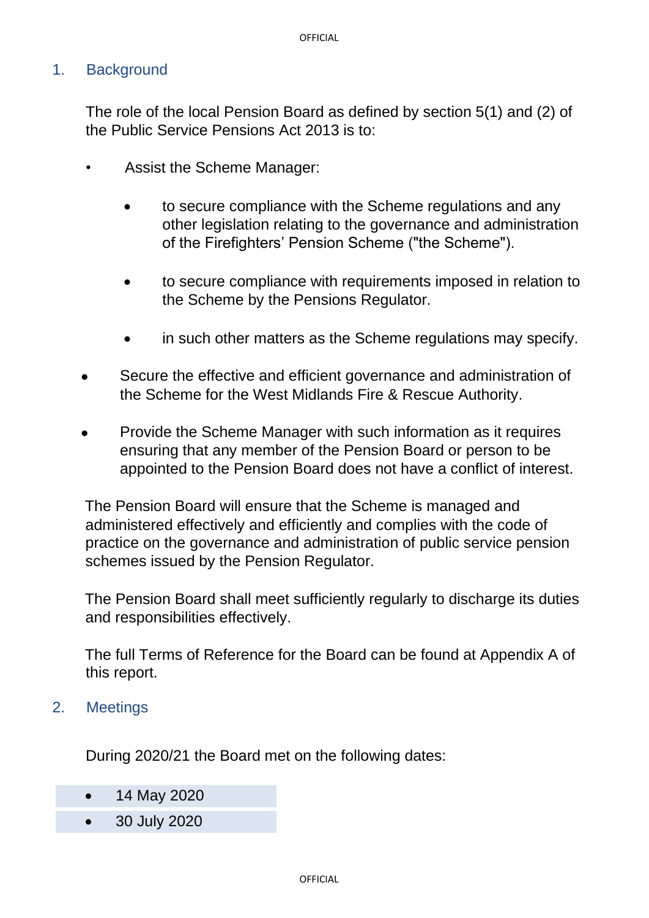## 1. Background

The role of the local Pension Board as defined by section 5(1) and (2) of the Public Service Pensions Act 2013 is to:

- Assist the Scheme Manager:
  - to secure compliance with the Scheme regulations and any other legislation relating to the governance and administration of the Firefighters' Pension Scheme ("the Scheme").
  - to secure compliance with requirements imposed in relation to the Scheme by the Pensions Regulator.
  - in such other matters as the Scheme regulations may specify.
- Secure the effective and efficient governance and administration of the Scheme for the West Midlands Fire & Rescue Authority.
- Provide the Scheme Manager with such information as it requires ensuring that any member of the Pension Board or person to be appointed to the Pension Board does not have a conflict of interest.

The Pension Board will ensure that the Scheme is managed and administered effectively and efficiently and complies with the code of practice on the governance and administration of public service pension schemes issued by the Pension Regulator.

The Pension Board shall meet sufficiently regularly to discharge its duties and responsibilities effectively.

The full Terms of Reference for the Board can be found at Appendix A of this report.

## 2. Meetings

During 2020/21 the Board met on the following dates:

- 14 May 2020
- 30 July 2020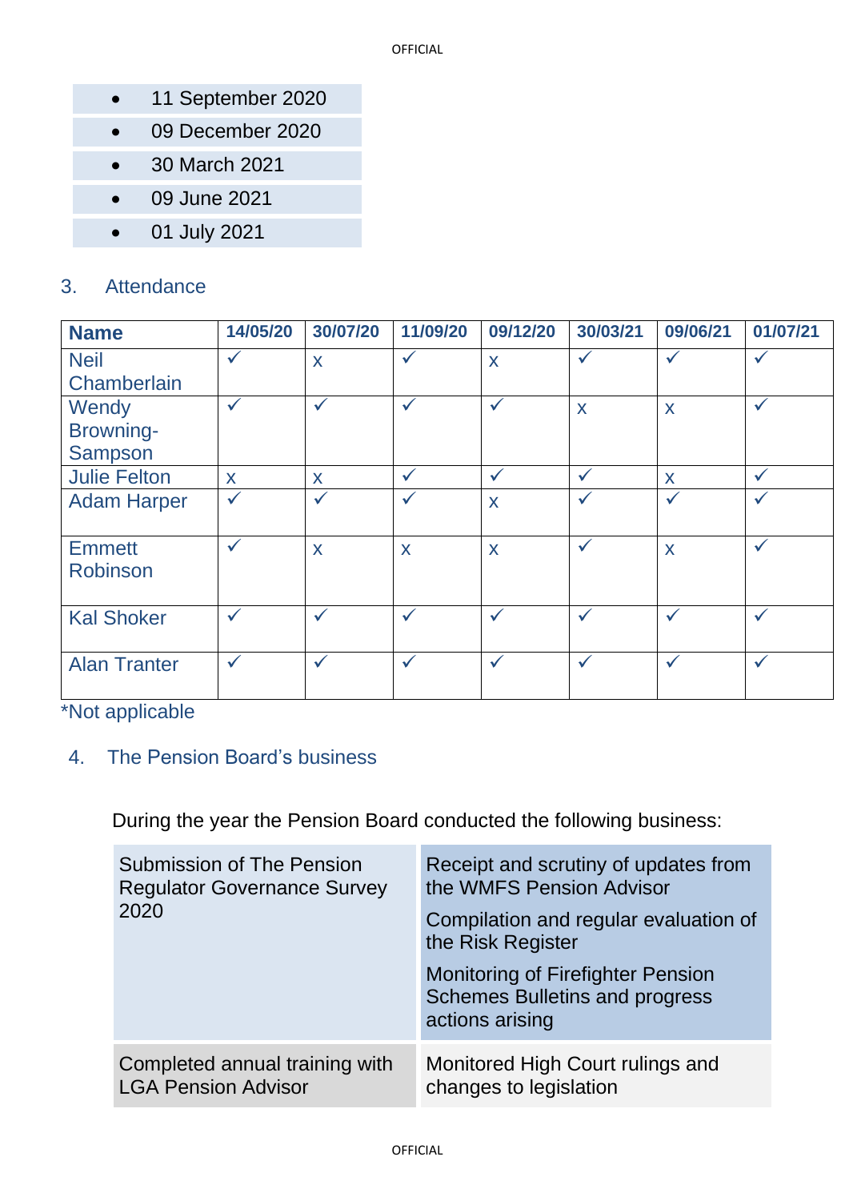- 11 September 2020
- 09 December 2020
- 30 March 2021
- 09 June 2021
- 01 July 2021

## 3. Attendance

| Name | 14/05/20 | 30/07/20 | 11/09/20 | 09/12/20 | 30/03/21 | 09/06/21 | 01/07/21 |
|---|---|---|---|---|---|---|---|
| Neil Chamberlain | ✓ | x | ✓ | x | ✓ | ✓ | ✓ |
| Wendy Browning-Sampson | ✓ | ✓ | ✓ | ✓ | x | x | ✓ |
| Julie Felton | x | x | ✓ | ✓ | ✓ | x | ✓ |
| Adam Harper | ✓ | ✓ | ✓ | x | ✓ | ✓ | ✓ |
| Emmett Robinson | ✓ | x | x | x | ✓ | x | ✓ |
| Kal Shoker | ✓ | ✓ | ✓ | ✓ | ✓ | ✓ | ✓ |
| Alan Tranter | ✓ | ✓ | ✓ | ✓ | ✓ | ✓ | ✓ |

*Not applicable

## 4. The Pension Board's business

During the year the Pension Board conducted the following business:

| | |
|---|---|
| Submission of The Pension Regulator Governance Survey 2020 | Receipt and scrutiny of updates from the WMFS Pension Advisor<br>Compilation and regular evaluation of the Risk Register<br>Monitoring of Firefighter Pension Schemes Bulletins and progress actions arising |
| Completed annual training with LGA Pension Advisor | Monitored High Court rulings and changes to legislation |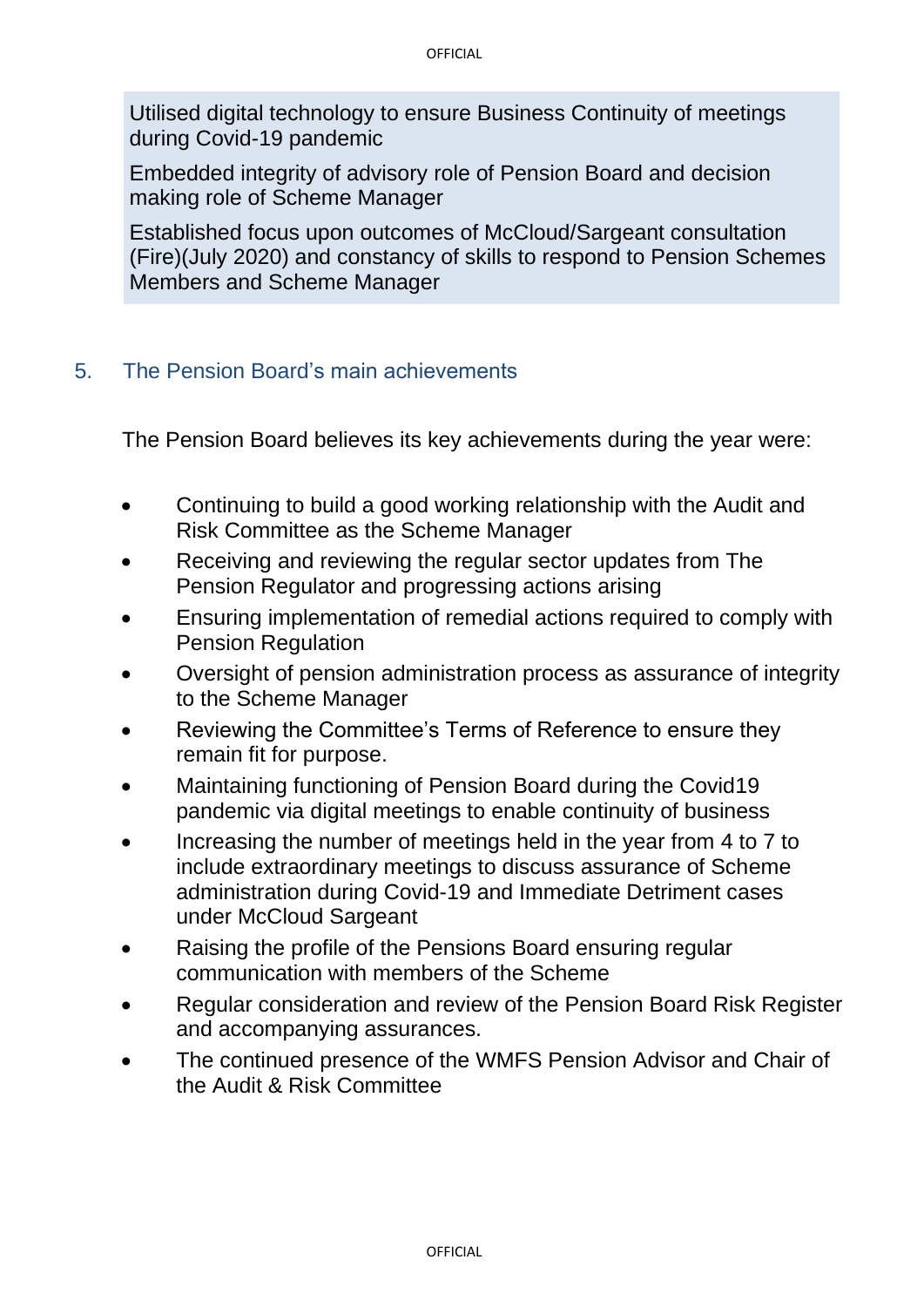Utilised digital technology to ensure Business Continuity of meetings during Covid-19 pandemic

Embedded integrity of advisory role of Pension Board and decision making role of Scheme Manager

Established focus upon outcomes of McCloud/Sargeant consultation (Fire)(July 2020) and constancy of skills to respond to Pension Schemes Members and Scheme Manager

## 5. The Pension Board's main achievements

The Pension Board believes its key achievements during the year were:

- Continuing to build a good working relationship with the Audit and Risk Committee as the Scheme Manager
- Receiving and reviewing the regular sector updates from The Pension Regulator and progressing actions arising
- Ensuring implementation of remedial actions required to comply with Pension Regulation
- Oversight of pension administration process as assurance of integrity to the Scheme Manager
- Reviewing the Committee's Terms of Reference to ensure they remain fit for purpose.
- Maintaining functioning of Pension Board during the Covid19 pandemic via digital meetings to enable continuity of business
- Increasing the number of meetings held in the year from 4 to 7 to include extraordinary meetings to discuss assurance of Scheme administration during Covid-19 and Immediate Detriment cases under McCloud Sargeant
- Raising the profile of the Pensions Board ensuring regular communication with members of the Scheme
- Regular consideration and review of the Pension Board Risk Register and accompanying assurances.
- The continued presence of the WMFS Pension Advisor and Chair of the Audit & Risk Committee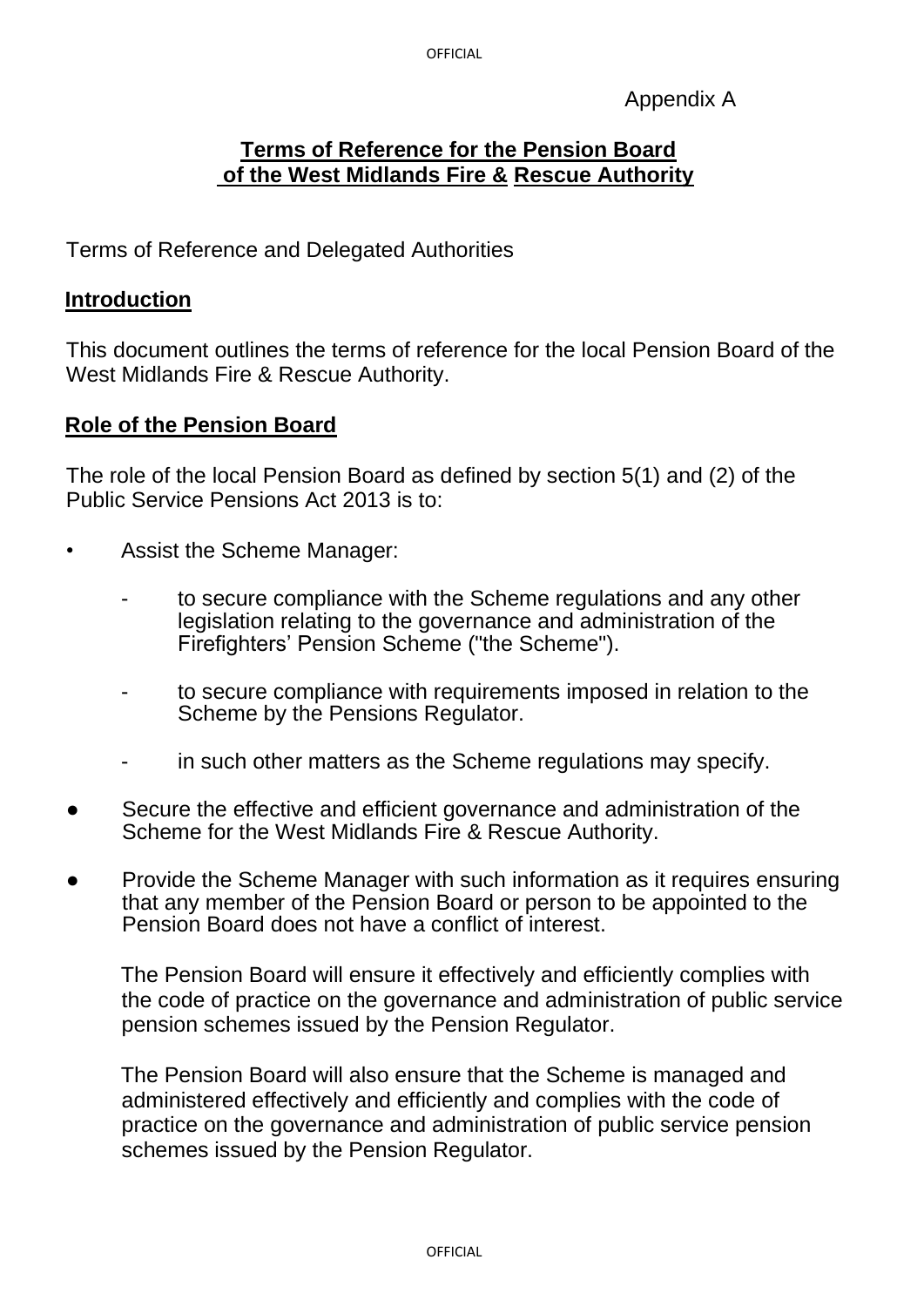Appendix A

## Terms of Reference for the Pension Board of the West Midlands Fire & Rescue Authority

Terms of Reference and Delegated Authorities

### Introduction

This document outlines the terms of reference for the local Pension Board of the West Midlands Fire & Rescue Authority.

### Role of the Pension Board

The role of the local Pension Board as defined by section 5(1) and (2) of the Public Service Pensions Act 2013 is to:

- Assist the Scheme Manager:
  - to secure compliance with the Scheme regulations and any other legislation relating to the governance and administration of the Firefighters' Pension Scheme ("the Scheme").
  - to secure compliance with requirements imposed in relation to the Scheme by the Pensions Regulator.
  - in such other matters as the Scheme regulations may specify.
- Secure the effective and efficient governance and administration of the Scheme for the West Midlands Fire & Rescue Authority.
- Provide the Scheme Manager with such information as it requires ensuring that any member of the Pension Board or person to be appointed to the Pension Board does not have a conflict of interest.

  The Pension Board will ensure it effectively and efficiently complies with the code of practice on the governance and administration of public service pension schemes issued by the Pension Regulator.

  The Pension Board will also ensure that the Scheme is managed and administered effectively and efficiently and complies with the code of practice on the governance and administration of public service pension schemes issued by the Pension Regulator.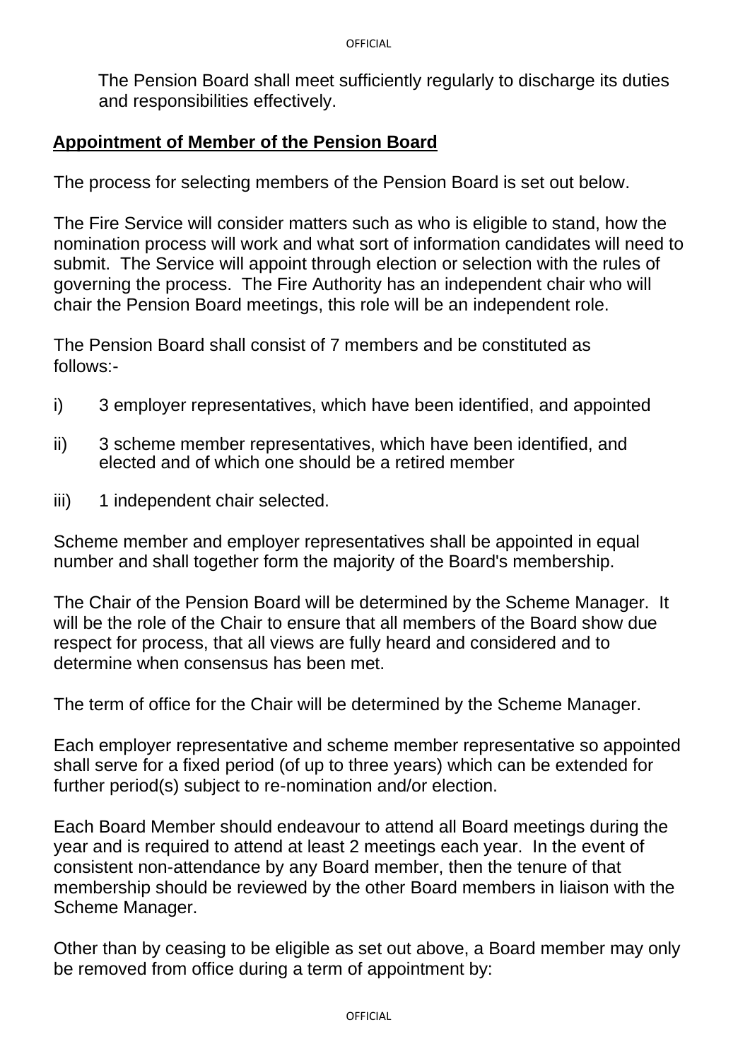The Pension Board shall meet sufficiently regularly to discharge its duties and responsibilities effectively.

## Appointment of Member of the Pension Board

The process for selecting members of the Pension Board is set out below.

The Fire Service will consider matters such as who is eligible to stand, how the nomination process will work and what sort of information candidates will need to submit. The Service will appoint through election or selection with the rules of governing the process. The Fire Authority has an independent chair who will chair the Pension Board meetings, this role will be an independent role.

The Pension Board shall consist of 7 members and be constituted as follows:-

i) 3 employer representatives, which have been identified, and appointed

ii) 3 scheme member representatives, which have been identified, and elected and of which one should be a retired member

iii) 1 independent chair selected.

Scheme member and employer representatives shall be appointed in equal number and shall together form the majority of the Board's membership.

The Chair of the Pension Board will be determined by the Scheme Manager. It will be the role of the Chair to ensure that all members of the Board show due respect for process, that all views are fully heard and considered and to determine when consensus has been met.

The term of office for the Chair will be determined by the Scheme Manager.

Each employer representative and scheme member representative so appointed shall serve for a fixed period (of up to three years) which can be extended for further period(s) subject to re-nomination and/or election.

Each Board Member should endeavour to attend all Board meetings during the year and is required to attend at least 2 meetings each year. In the event of consistent non-attendance by any Board member, then the tenure of that membership should be reviewed by the other Board members in liaison with the Scheme Manager.

Other than by ceasing to be eligible as set out above, a Board member may only be removed from office during a term of appointment by: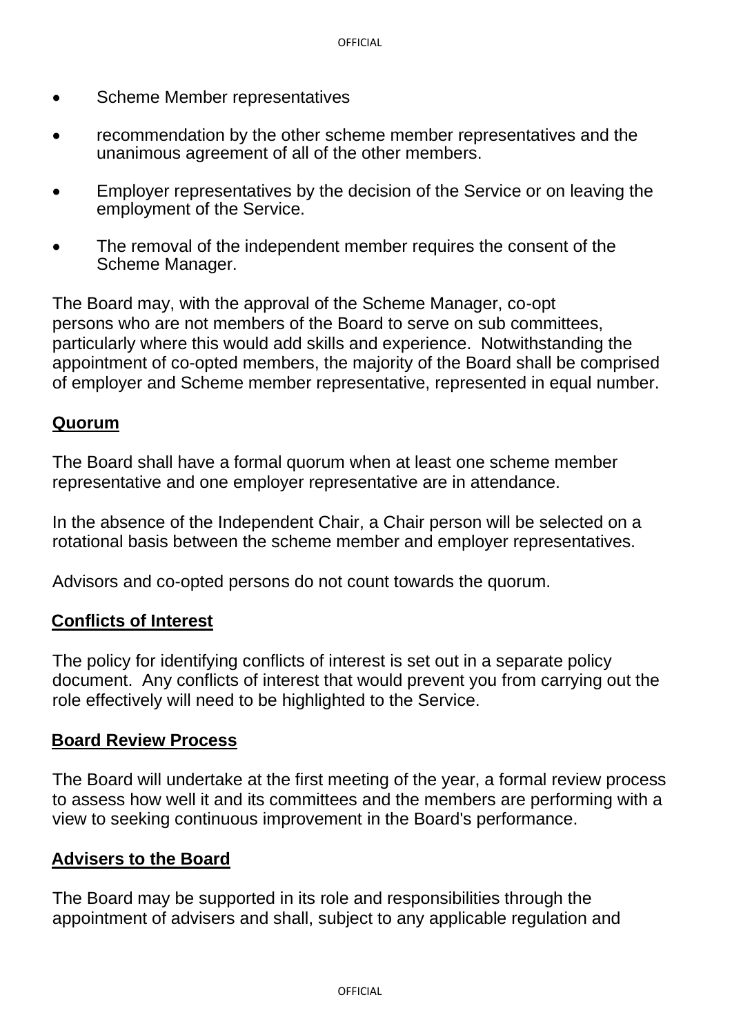- Scheme Member representatives
- recommendation by the other scheme member representatives and the unanimous agreement of all of the other members.
- Employer representatives by the decision of the Service or on leaving the employment of the Service.
- The removal of the independent member requires the consent of the Scheme Manager.

The Board may, with the approval of the Scheme Manager, co-opt persons who are not members of the Board to serve on sub committees, particularly where this would add skills and experience. Notwithstanding the appointment of co-opted members, the majority of the Board shall be comprised of employer and Scheme member representative, represented in equal number.

## Quorum

The Board shall have a formal quorum when at least one scheme member representative and one employer representative are in attendance.

In the absence of the Independent Chair, a Chair person will be selected on a rotational basis between the scheme member and employer representatives.

Advisors and co-opted persons do not count towards the quorum.

## Conflicts of Interest

The policy for identifying conflicts of interest is set out in a separate policy document. Any conflicts of interest that would prevent you from carrying out the role effectively will need to be highlighted to the Service.

## Board Review Process

The Board will undertake at the first meeting of the year, a formal review process to assess how well it and its committees and the members are performing with a view to seeking continuous improvement in the Board's performance.

## Advisers to the Board

The Board may be supported in its role and responsibilities through the appointment of advisers and shall, subject to any applicable regulation and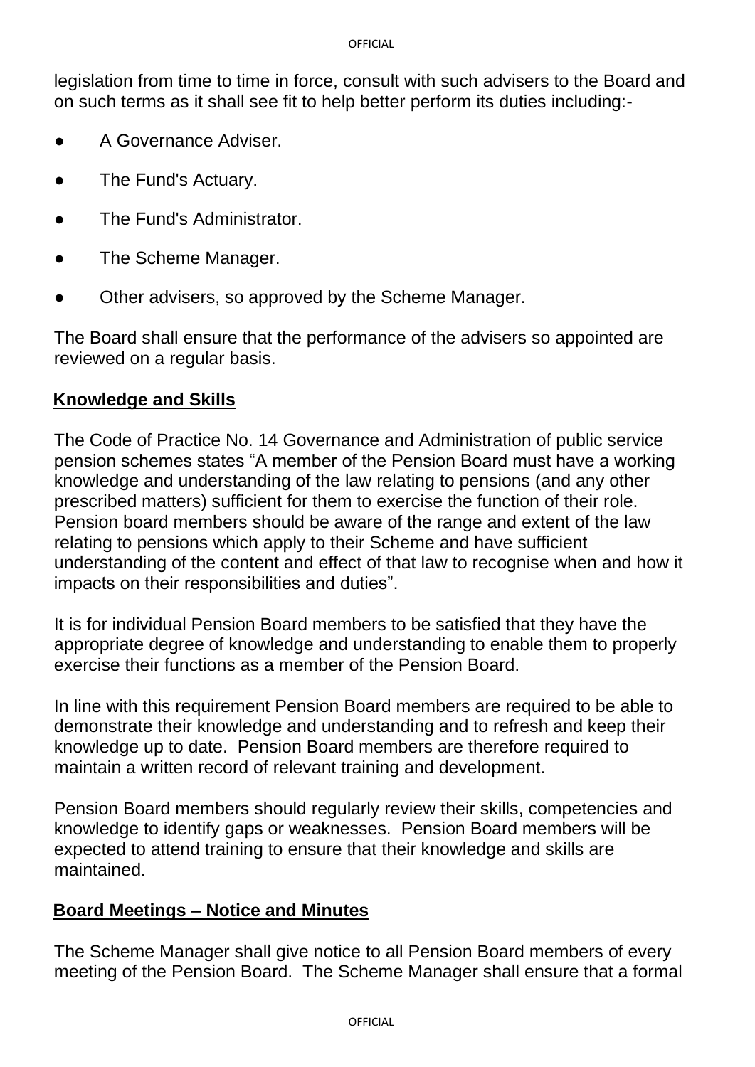legislation from time to time in force, consult with such advisers to the Board and on such terms as it shall see fit to help better perform its duties including:-

- A Governance Adviser.
- The Fund's Actuary.
- The Fund's Administrator.
- The Scheme Manager.
- Other advisers, so approved by the Scheme Manager.

The Board shall ensure that the performance of the advisers so appointed are reviewed on a regular basis.

## Knowledge and Skills

The Code of Practice No. 14 Governance and Administration of public service pension schemes states "A member of the Pension Board must have a working knowledge and understanding of the law relating to pensions (and any other prescribed matters) sufficient for them to exercise the function of their role. Pension board members should be aware of the range and extent of the law relating to pensions which apply to their Scheme and have sufficient understanding of the content and effect of that law to recognise when and how it impacts on their responsibilities and duties".

It is for individual Pension Board members to be satisfied that they have the appropriate degree of knowledge and understanding to enable them to properly exercise their functions as a member of the Pension Board.

In line with this requirement Pension Board members are required to be able to demonstrate their knowledge and understanding and to refresh and keep their knowledge up to date. Pension Board members are therefore required to maintain a written record of relevant training and development.

Pension Board members should regularly review their skills, competencies and knowledge to identify gaps or weaknesses. Pension Board members will be expected to attend training to ensure that their knowledge and skills are maintained.

## Board Meetings – Notice and Minutes

The Scheme Manager shall give notice to all Pension Board members of every meeting of the Pension Board. The Scheme Manager shall ensure that a formal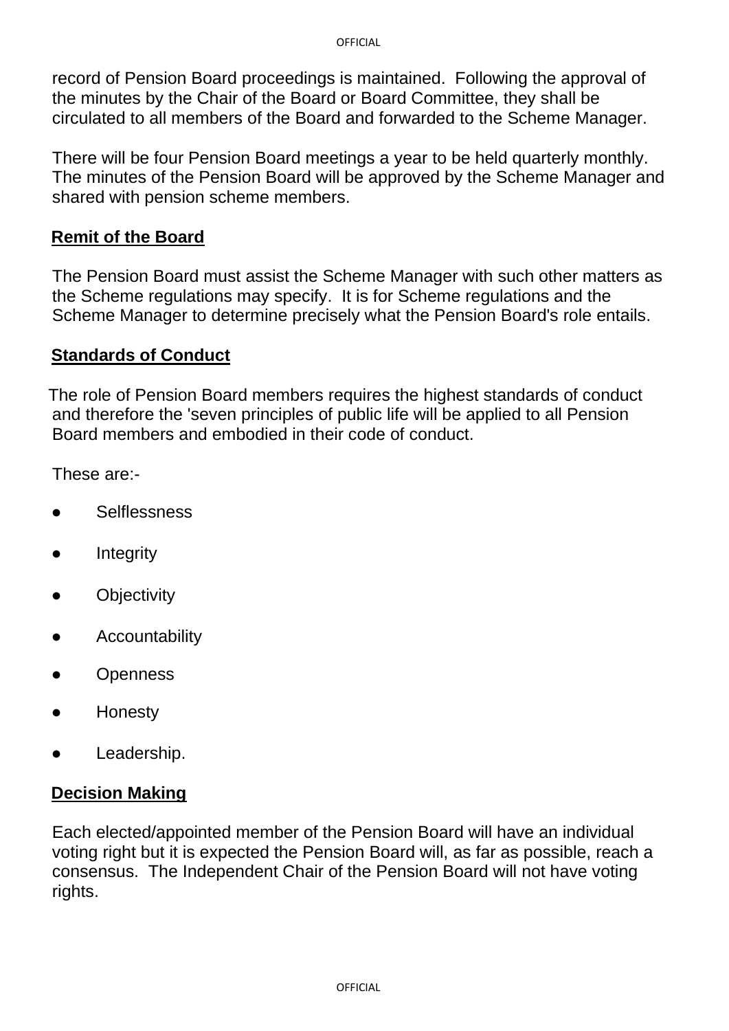record of Pension Board proceedings is maintained. Following the approval of the minutes by the Chair of the Board or Board Committee, they shall be circulated to all members of the Board and forwarded to the Scheme Manager.

There will be four Pension Board meetings a year to be held quarterly monthly. The minutes of the Pension Board will be approved by the Scheme Manager and shared with pension scheme members.

**Remit of the Board**

The Pension Board must assist the Scheme Manager with such other matters as the Scheme regulations may specify. It is for Scheme regulations and the Scheme Manager to determine precisely what the Pension Board's role entails.

**Standards of Conduct**

The role of Pension Board members requires the highest standards of conduct and therefore the 'seven principles of public life will be applied to all Pension Board members and embodied in their code of conduct.

These are:-

- Selflessness
- Integrity
- Objectivity
- Accountability
- Openness
- Honesty
- Leadership.

**Decision Making**

Each elected/appointed member of the Pension Board will have an individual voting right but it is expected the Pension Board will, as far as possible, reach a consensus. The Independent Chair of the Pension Board will not have voting rights.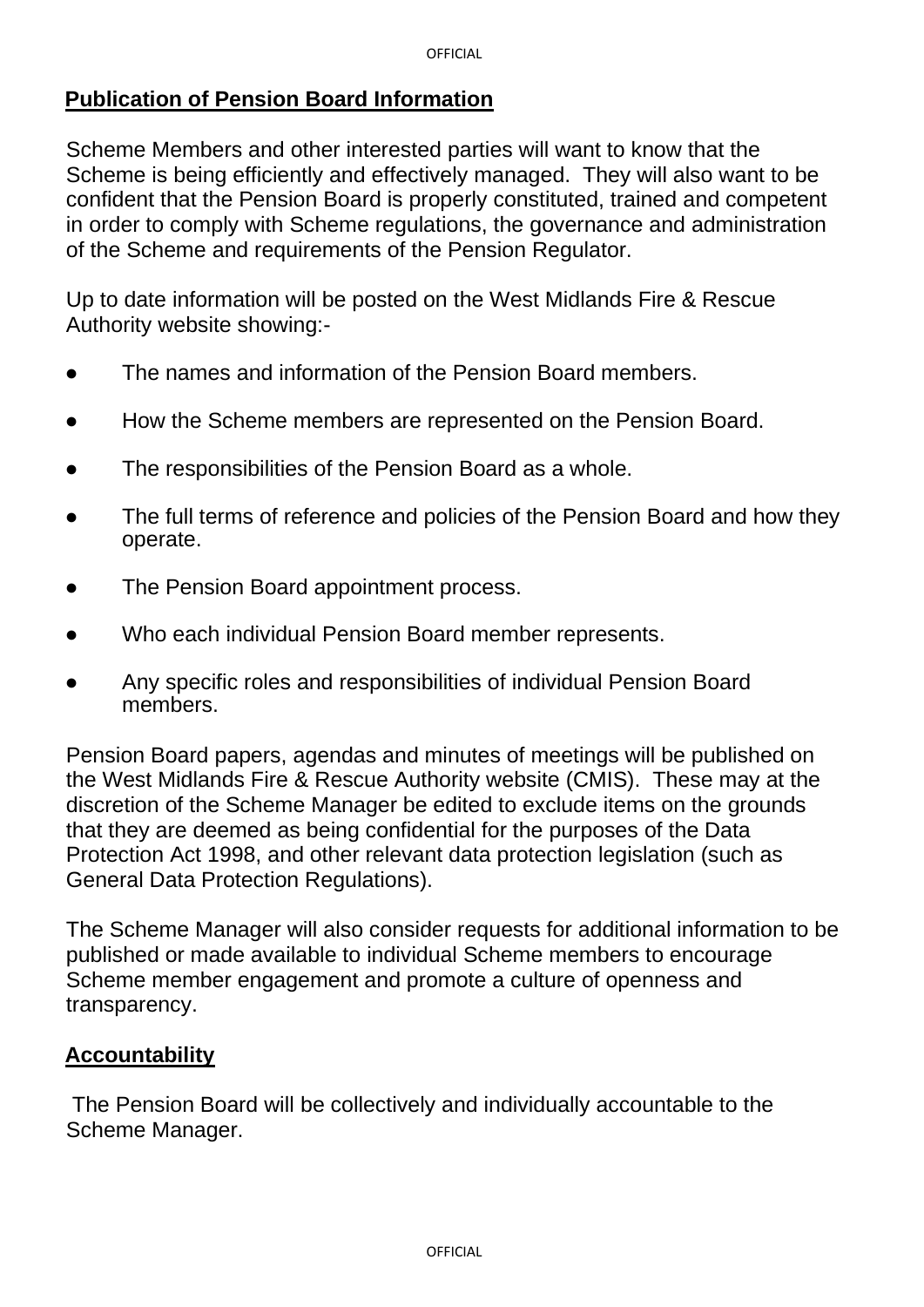## Publication of Pension Board Information

Scheme Members and other interested parties will want to know that the Scheme is being efficiently and effectively managed. They will also want to be confident that the Pension Board is properly constituted, trained and competent in order to comply with Scheme regulations, the governance and administration of the Scheme and requirements of the Pension Regulator.

Up to date information will be posted on the West Midlands Fire & Rescue Authority website showing:-

- The names and information of the Pension Board members.
- How the Scheme members are represented on the Pension Board.
- The responsibilities of the Pension Board as a whole.
- The full terms of reference and policies of the Pension Board and how they operate.
- The Pension Board appointment process.
- Who each individual Pension Board member represents.
- Any specific roles and responsibilities of individual Pension Board members.

Pension Board papers, agendas and minutes of meetings will be published on the West Midlands Fire & Rescue Authority website (CMIS). These may at the discretion of the Scheme Manager be edited to exclude items on the grounds that they are deemed as being confidential for the purposes of the Data Protection Act 1998, and other relevant data protection legislation (such as General Data Protection Regulations).

The Scheme Manager will also consider requests for additional information to be published or made available to individual Scheme members to encourage Scheme member engagement and promote a culture of openness and transparency.

## Accountability

The Pension Board will be collectively and individually accountable to the Scheme Manager.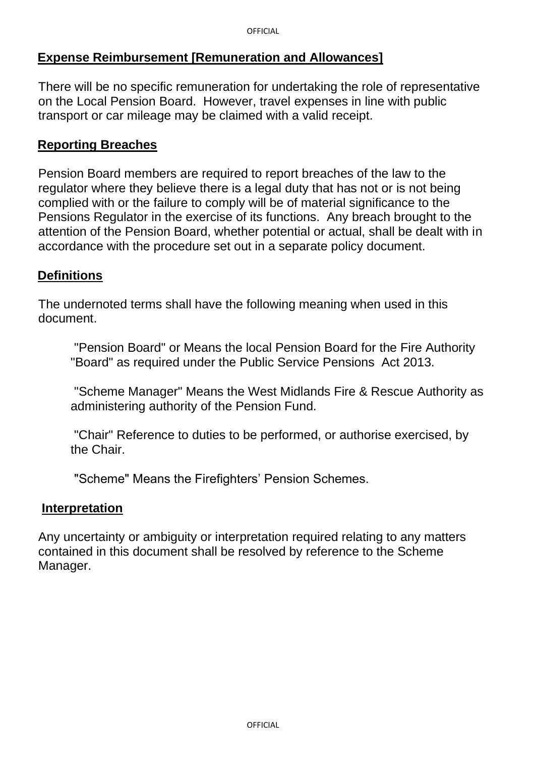## Expense Reimbursement [Remuneration and Allowances]

There will be no specific remuneration for undertaking the role of representative on the Local Pension Board. However, travel expenses in line with public transport or car mileage may be claimed with a valid receipt.

## Reporting Breaches

Pension Board members are required to report breaches of the law to the regulator where they believe there is a legal duty that has not or is not being complied with or the failure to comply will be of material significance to the Pensions Regulator in the exercise of its functions. Any breach brought to the attention of the Pension Board, whether potential or actual, shall be dealt with in accordance with the procedure set out in a separate policy document.

## Definitions

The undernoted terms shall have the following meaning when used in this document.

"Pension Board" or "Board" Means the local Pension Board for the Fire Authority as required under the Public Service Pensions Act 2013.

"Scheme Manager" Means the West Midlands Fire & Rescue Authority as administering authority of the Pension Fund.

"Chair" Reference to duties to be performed, or authorise exercised, by the Chair.

"Scheme" Means the Firefighters' Pension Schemes.

## Interpretation

Any uncertainty or ambiguity or interpretation required relating to any matters contained in this document shall be resolved by reference to the Scheme Manager.